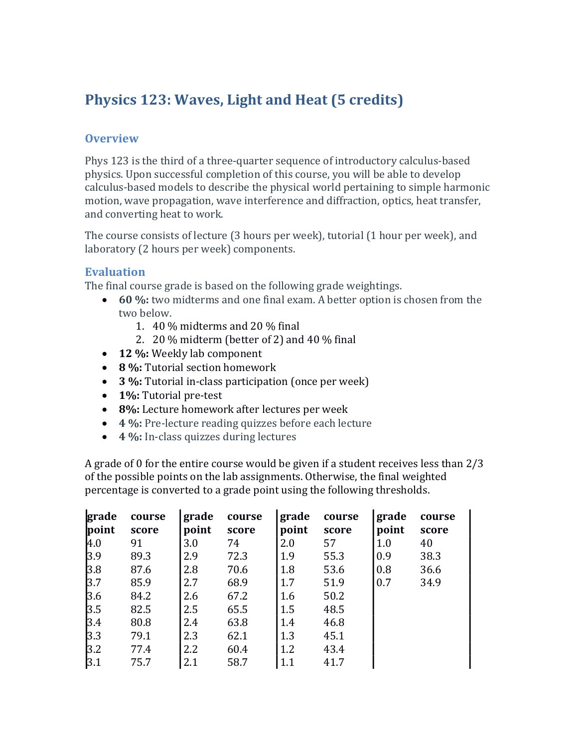# Physics 123: Waves, Light and Heat (5 credits)

## Overview

Phys 123 is the third of a three-quarter sequence of introductory calculus-based physics. Upon successful completion of this course, you will be able to develop calculus-based models to describe the physical world pertaining to simple harmonic motion, wave propagation, wave interference and diffraction, optics, heat transfer, and converting heat to work.

The course consists of lecture (3 hours per week), tutorial (1 hour per week), and laboratory (2 hours per week) components.

## Evaluation

The final course grade is based on the following grade weightings.

- **60 %:** two midterms and one final exam. A better option is chosen from the two below.
  1. 40 % midterms and 20 % final
  2. 20 % midterm (better of 2) and 40 % final
- **12 %:** Weekly lab component
- **8 %:** Tutorial section homework
- **3 %:** Tutorial in-class participation (once per week)
- **1%:** Tutorial pre-test
- **8%:** Lecture homework after lectures per week
- **4 %:** Pre-lecture reading quizzes before each lecture
- **4 %:** In-class quizzes during lectures

A grade of 0 for the entire course would be given if a student receives less than 2/3 of the possible points on the lab assignments. Otherwise, the final weighted percentage is converted to a grade point using the following thresholds.

| grade point | course score | grade point | course score | grade point | course score | grade point | course score |
|---|---|---|---|---|---|---|---|
| 4.0 | 91 | 3.0 | 74 | 2.0 | 57 | 1.0 | 40 |
| 3.9 | 89.3 | 2.9 | 72.3 | 1.9 | 55.3 | 0.9 | 38.3 |
| 3.8 | 87.6 | 2.8 | 70.6 | 1.8 | 53.6 | 0.8 | 36.6 |
| 3.7 | 85.9 | 2.7 | 68.9 | 1.7 | 51.9 | 0.7 | 34.9 |
| 3.6 | 84.2 | 2.6 | 67.2 | 1.6 | 50.2 | | |
| 3.5 | 82.5 | 2.5 | 65.5 | 1.5 | 48.5 | | |
| 3.4 | 80.8 | 2.4 | 63.8 | 1.4 | 46.8 | | |
| 3.3 | 79.1 | 2.3 | 62.1 | 1.3 | 45.1 | | |
| 3.2 | 77.4 | 2.2 | 60.4 | 1.2 | 43.4 | | |
| 3.1 | 75.7 | 2.1 | 58.7 | 1.1 | 41.7 | | |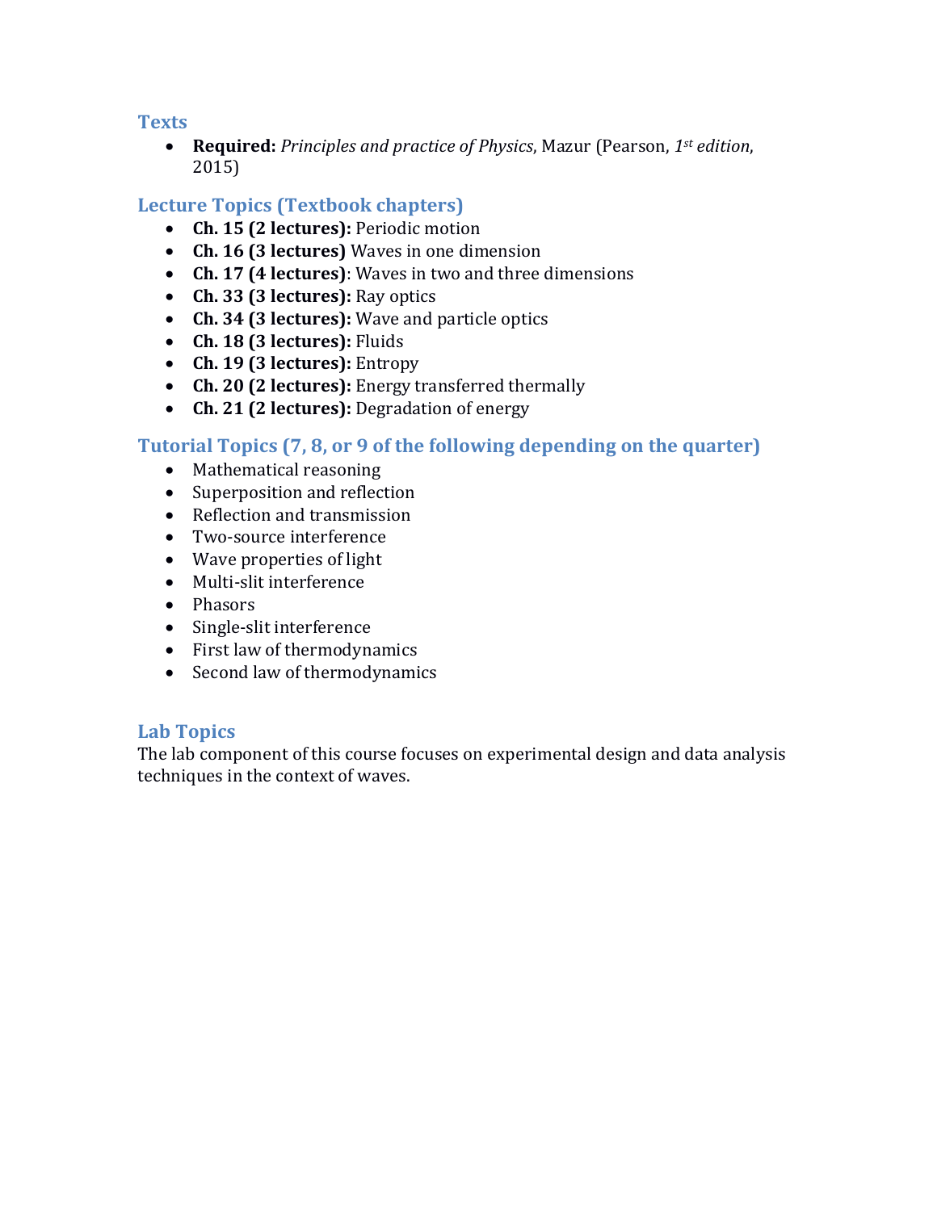## Texts

- **Required:** *Principles and practice of Physics*, Mazur (Pearson, *1st edition*, 2015)

## Lecture Topics (Textbook chapters)

- **Ch. 15 (2 lectures):** Periodic motion
- **Ch. 16 (3 lectures)** Waves in one dimension
- **Ch. 17 (4 lectures)**: Waves in two and three dimensions
- **Ch. 33 (3 lectures):** Ray optics
- **Ch. 34 (3 lectures):** Wave and particle optics
- **Ch. 18 (3 lectures):** Fluids
- **Ch. 19 (3 lectures):** Entropy
- **Ch. 20 (2 lectures):** Energy transferred thermally
- **Ch. 21 (2 lectures):** Degradation of energy

## Tutorial Topics (7, 8, or 9 of the following depending on the quarter)

- Mathematical reasoning
- Superposition and reflection
- Reflection and transmission
- Two-source interference
- Wave properties of light
- Multi-slit interference
- Phasors
- Single-slit interference
- First law of thermodynamics
- Second law of thermodynamics

## Lab Topics

The lab component of this course focuses on experimental design and data analysis techniques in the context of waves.